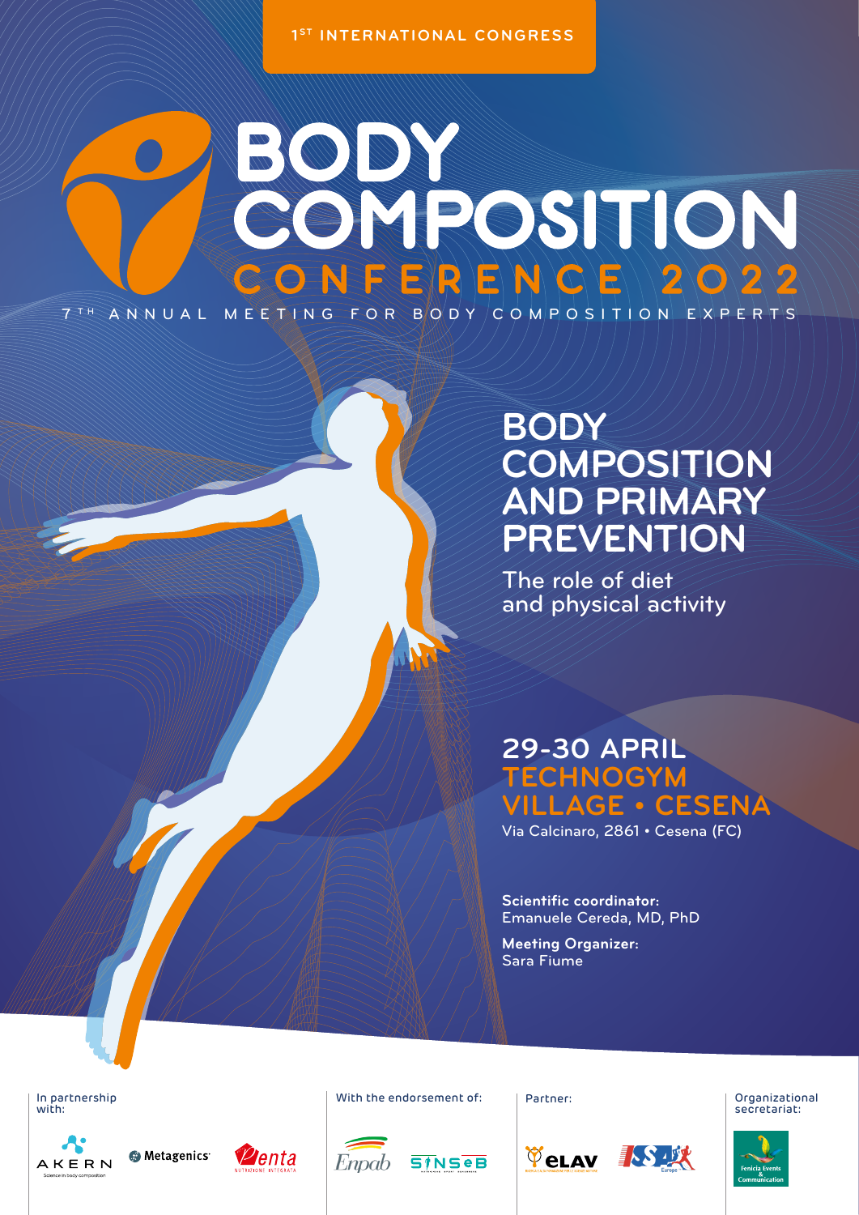1ST INTERNATIONAL CONGRESS

# BODY COMPOSITION CONFERENCE 2022

7TH ANNUAL MEETING FOR BODY COMPOSITION EXPERTS

## BODY COMPOSITION AND PRIMARY PREVENTION

The role of diet and physical activity

## 29-30 APRIL
## TECHNOGYM VILLAGE • CESENA

Via Calcinaro, 2861 • Cesena (FC)

**Scientific coordinator:**
Emanuele Cereda, MD, PhD

**Meeting Organizer:**
Sara Fiume

In partnership with:

AKERN – Science in body composition

Metagenics

Penta – Nutrizione Integrata

With the endorsement of:

Enpab

SINSeB

Partner:

eLAV

ISSA Europe

Organizational secretariat:

Fenicia Events & Communication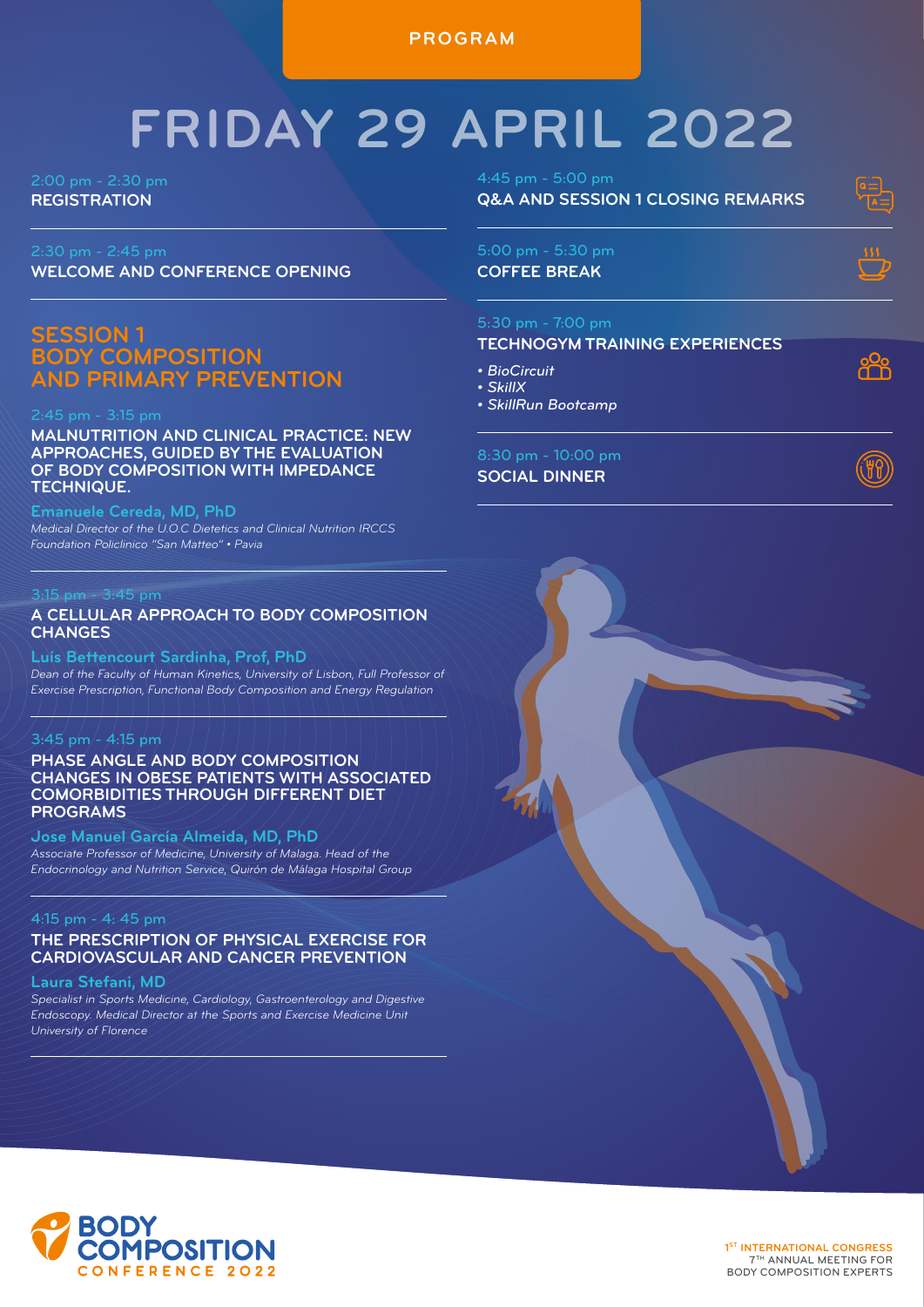PROGRAM

# FRIDAY 29 APRIL 2022

2:00 pm - 2:30 pm
**REGISTRATION**

2:30 pm - 2:45 pm
**WELCOME AND CONFERENCE OPENING**

## SESSION 1 BODY COMPOSITION AND PRIMARY PREVENTION

2:45 pm - 3:15 pm
**MALNUTRITION AND CLINICAL PRACTICE: NEW APPROACHES, GUIDED BY THE EVALUATION OF BODY COMPOSITION WITH IMPEDANCE TECHNIQUE.**

**Emanuele Cereda, MD, PhD**
*Medical Director of the U.O.C Dietetics and Clinical Nutrition IRCCS Foundation Policlinico "San Matteo" • Pavia*

3:15 pm - 3:45 pm
**A CELLULAR APPROACH TO BODY COMPOSITION CHANGES**

**Luís Bettencourt Sardinha, Prof, PhD**
*Dean of the Faculty of Human Kinetics, University of Lisbon, Full Professor of Exercise Prescription, Functional Body Composition and Energy Regulation*

3:45 pm - 4:15 pm
**PHASE ANGLE AND BODY COMPOSITION CHANGES IN OBESE PATIENTS WITH ASSOCIATED COMORBIDITIES THROUGH DIFFERENT DIET PROGRAMS**

**Jose Manuel García Almeida, MD, PhD**
*Associate Professor of Medicine, University of Malaga. Head of the Endocrinology and Nutrition Service, Quirón de Málaga Hospital Group*

4:15 pm - 4: 45 pm
**THE PRESCRIPTION OF PHYSICAL EXERCISE FOR CARDIOVASCULAR AND CANCER PREVENTION**

**Laura Stefani, MD**
*Specialist in Sports Medicine, Cardiology, Gastroenterology and Digestive Endoscopy. Medical Director at the Sports and Exercise Medicine Unit University of Florence*

4:45 pm - 5:00 pm
**Q&A AND SESSION 1 CLOSING REMARKS**

5:00 pm - 5:30 pm
**COFFEE BREAK**

5:30 pm - 7:00 pm
**TECHNOGYM TRAINING EXPERIENCES**

- *BioCircuit*
- *SkillX*
- *SkillRun Bootcamp*

8:30 pm - 10:00 pm
**SOCIAL DINNER**

BODY COMPOSITION CONFERENCE 2022

1[ST] INTERNATIONAL CONGRESS
7[TH] ANNUAL MEETING FOR BODY COMPOSITION EXPERTS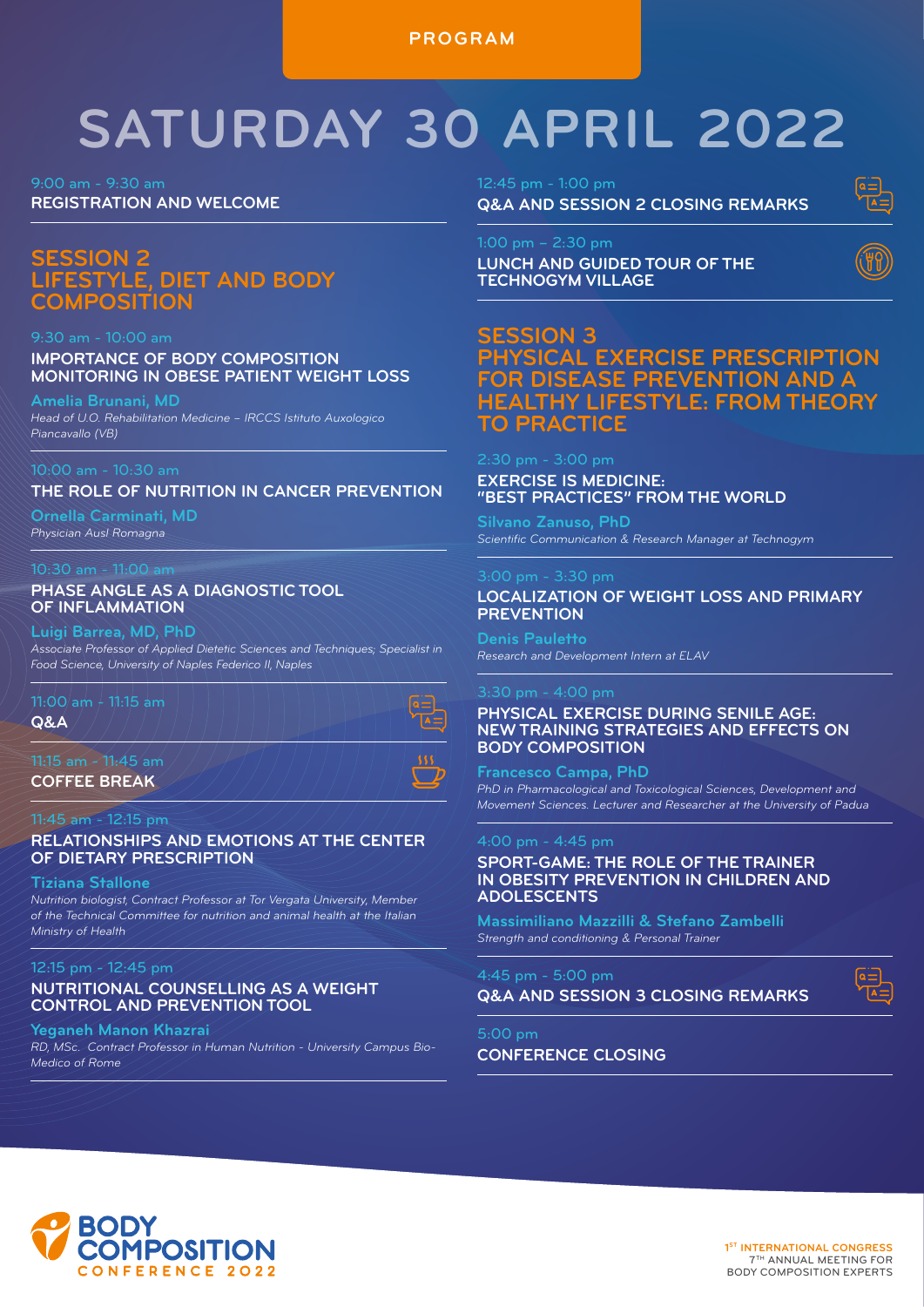PROGRAM

# SATURDAY 30 APRIL 2022

9:00 am - 9:30 am
**REGISTRATION AND WELCOME**

## SESSION 2
## LIFESTYLE, DIET AND BODY COMPOSITION

9:30 am - 10:00 am
**IMPORTANCE OF BODY COMPOSITION MONITORING IN OBESE PATIENT WEIGHT LOSS**

**Amelia Brunani, MD**
*Head of U.O. Rehabilitation Medicine – IRCCS Istituto Auxologico Piancavallo (VB)*

10:00 am - 10:30 am
**THE ROLE OF NUTRITION IN CANCER PREVENTION**

**Ornella Carminati, MD**
*Physician Ausl Romagna*

10:30 am - 11:00 am
**PHASE ANGLE AS A DIAGNOSTIC TOOL OF INFLAMMATION**

**Luigi Barrea, MD, PhD**
*Associate Professor of Applied Dietetic Sciences and Techniques; Specialist in Food Science, University of Naples Federico II, Naples*

11:00 am - 11:15 am
**Q&A**

11:15 am - 11:45 am
**COFFEE BREAK**

11:45 am - 12:15 pm
**RELATIONSHIPS AND EMOTIONS AT THE CENTER OF DIETARY PRESCRIPTION**

**Tiziana Stallone**
*Nutrition biologist, Contract Professor at Tor Vergata University, Member of the Technical Committee for nutrition and animal health at the Italian Ministry of Health*

12:15 pm - 12:45 pm
**NUTRITIONAL COUNSELLING AS A WEIGHT CONTROL AND PREVENTION TOOL**

**Yeganeh Manon Khazrai**
*RD, MSc. Contract Professor in Human Nutrition - University Campus Bio-Medico of Rome*

12:45 pm - 1:00 pm
**Q&A AND SESSION 2 CLOSING REMARKS**

1:00 pm – 2:30 pm
**LUNCH AND GUIDED TOUR OF THE TECHNOGYM VILLAGE**

## SESSION 3
## PHYSICAL EXERCISE PRESCRIPTION FOR DISEASE PREVENTION AND A HEALTHY LIFESTYLE: FROM THEORY TO PRACTICE

2:30 pm - 3:00 pm
**EXERCISE IS MEDICINE: "BEST PRACTICES" FROM THE WORLD**

**Silvano Zanuso, PhD**
*Scientific Communication & Research Manager at Technogym*

3:00 pm - 3:30 pm
**LOCALIZATION OF WEIGHT LOSS AND PRIMARY PREVENTION**

**Denis Pauletto**
*Research and Development Intern at ELAV*

3:30 pm - 4:00 pm
**PHYSICAL EXERCISE DURING SENILE AGE: NEW TRAINING STRATEGIES AND EFFECTS ON BODY COMPOSITION**

**Francesco Campa, PhD**
*PhD in Pharmacological and Toxicological Sciences, Development and Movement Sciences. Lecturer and Researcher at the University of Padua*

4:00 pm - 4:45 pm
**SPORT-GAME: THE ROLE OF THE TRAINER IN OBESITY PREVENTION IN CHILDREN AND ADOLESCENTS**

**Massimiliano Mazzilli & Stefano Zambelli**
*Strength and conditioning & Personal Trainer*

4:45 pm - 5:00 pm
**Q&A AND SESSION 3 CLOSING REMARKS**

5:00 pm
**CONFERENCE CLOSING**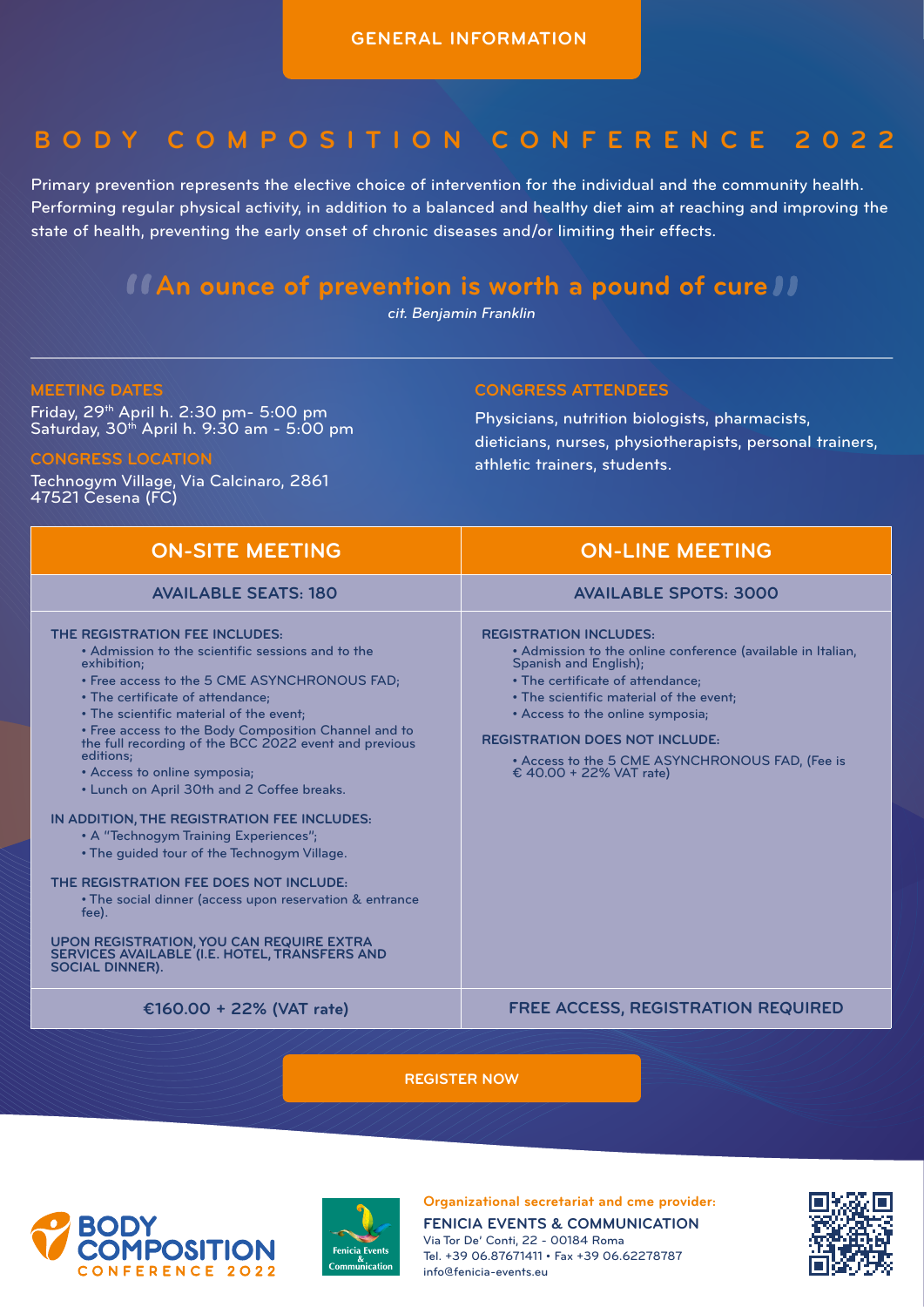GENERAL INFORMATION

# BODY COMPOSITION CONFERENCE 2022

Primary prevention represents the elective choice of intervention for the individual and the community health. Performing regular physical activity, in addition to a balanced and healthy diet aim at reaching and improving the state of health, preventing the early onset of chronic diseases and/or limiting their effects.

> **"An ounce of prevention is worth a pound of cure"**
> *cit. Benjamin Franklin*

---

### MEETING DATES

Friday, 29th April h. 2:30 pm- 5:00 pm
Saturday, 30th April h. 9:30 am - 5:00 pm

### CONGRESS LOCATION

Technogym Village, Via Calcinaro, 2861
47521 Cesena (FC)

### CONGRESS ATTENDEES

Physicians, nutrition biologists, pharmacists, dieticians, nurses, physiotherapists, personal trainers, athletic trainers, students.

| ON-SITE MEETING | ON-LINE MEETING |
|---|---|
| AVAILABLE SEATS: 180 | AVAILABLE SPOTS: 3000 |
| THE REGISTRATION FEE INCLUDES:<br>• Admission to the scientific sessions and to the exhibition;<br>• Free access to the 5 CME ASYNCHRONOUS FAD;<br>• The certificate of attendance;<br>• The scientific material of the event;<br>• Free access to the Body Composition Channel and to the full recording of the BCC 2022 event and previous editions;<br>• Access to online symposia;<br>• Lunch on April 30th and 2 Coffee breaks.<br><br>IN ADDITION, THE REGISTRATION FEE INCLUDES:<br>• A "Technogym Training Experiences";<br>• The guided tour of the Technogym Village.<br><br>THE REGISTRATION FEE DOES NOT INCLUDE:<br>• The social dinner (access upon reservation & entrance fee).<br><br>UPON REGISTRATION, YOU CAN REQUIRE EXTRA SERVICES AVAILABLE (I.E. HOTEL, TRANSFERS AND SOCIAL DINNER). | REGISTRATION INCLUDES:<br>• Admission to the online conference (available in Italian, Spanish and English);<br>• The certificate of attendance;<br>• The scientific material of the event;<br>• Access to the online symposia;<br><br>REGISTRATION DOES NOT INCLUDE:<br>• Access to the 5 CME ASYNCHRONOUS FAD, (Fee is € 40.00 + 22% VAT rate) |
| €160.00 + 22% (VAT rate) | FREE ACCESS, REGISTRATION REQUIRED |

REGISTER NOW

BODY COMPOSITION CONFERENCE 2022

Fenicia Events & Communication

**Organizational secretariat and cme provider:**

**FENICIA EVENTS & COMMUNICATION**
Via Tor De' Conti, 22 - 00184 Roma
Tel. +39 06.87671411 • Fax +39 06.62278787
info@fenicia-events.eu